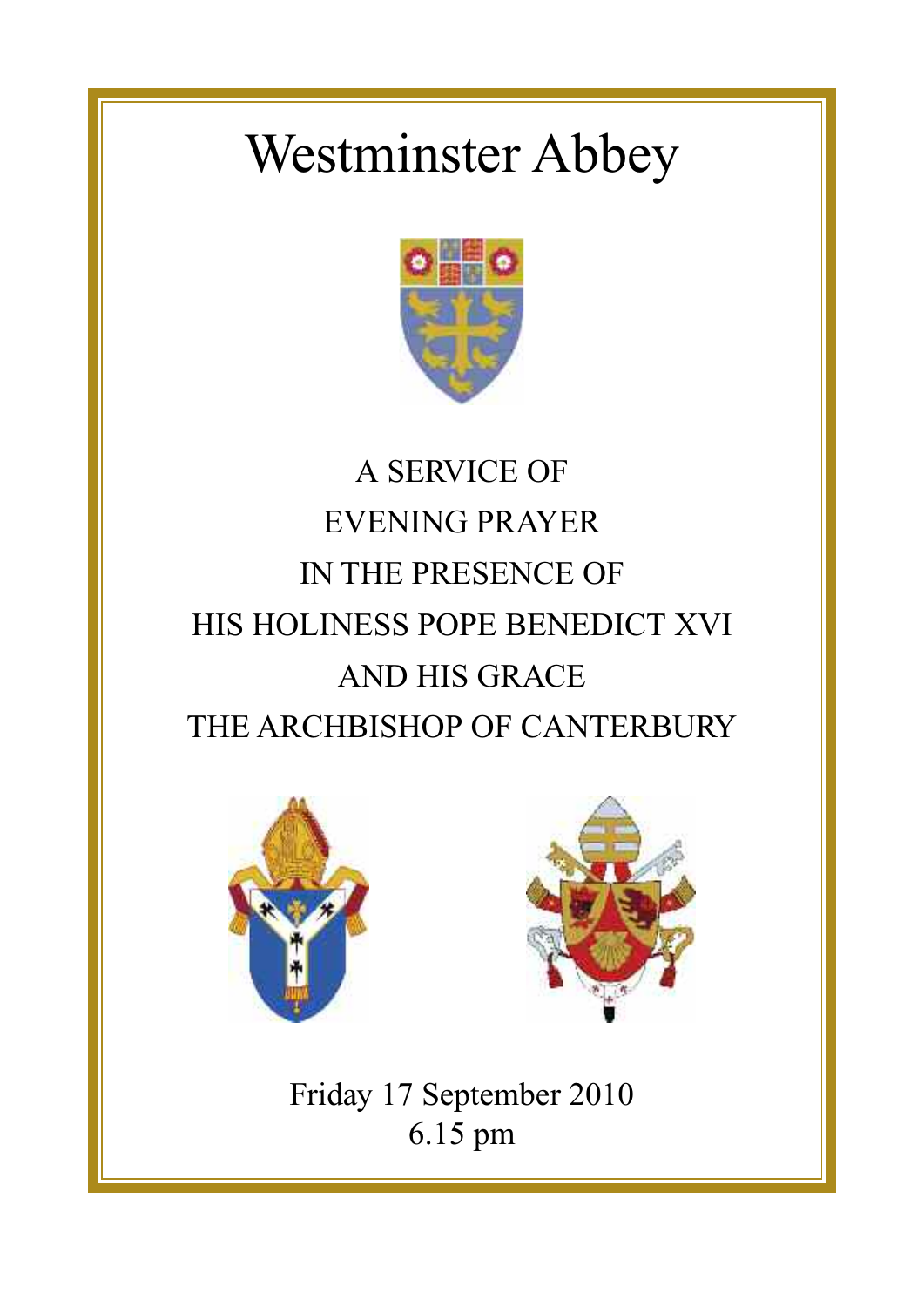# Westminster Abbey

A SERVICE OF
EVENING PRAYER
IN THE PRESENCE OF
HIS HOLINESS POPE BENEDICT XVI
AND HIS GRACE
THE ARCHBISHOP OF CANTERBURY

Friday 17 September 2010
6.15 pm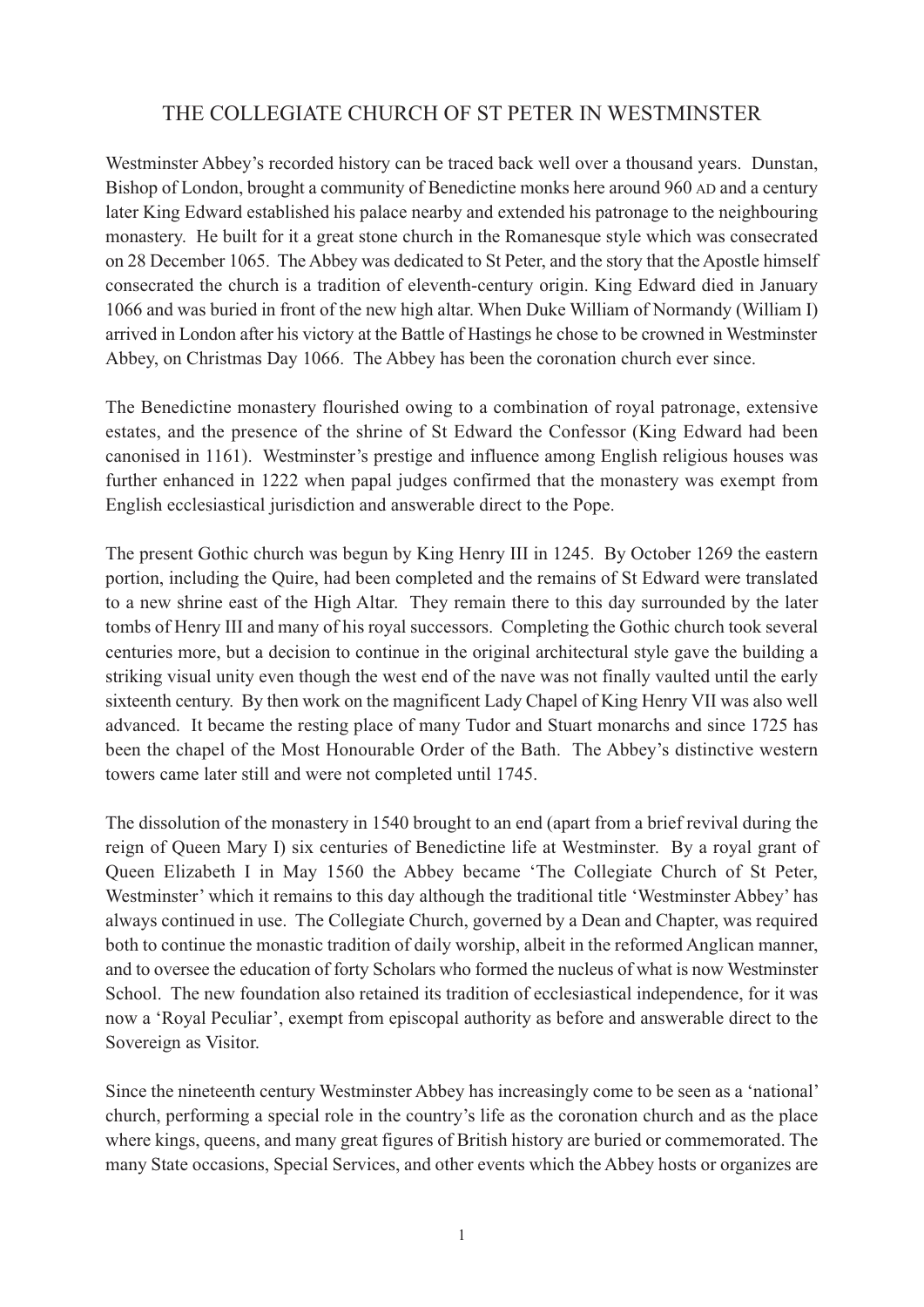# THE COLLEGIATE CHURCH OF ST PETER IN WESTMINSTER

Westminster Abbey's recorded history can be traced back well over a thousand years. Dunstan, Bishop of London, brought a community of Benedictine monks here around 960 AD and a century later King Edward established his palace nearby and extended his patronage to the neighbouring monastery. He built for it a great stone church in the Romanesque style which was consecrated on 28 December 1065. The Abbey was dedicated to St Peter, and the story that the Apostle himself consecrated the church is a tradition of eleventh-century origin. King Edward died in January 1066 and was buried in front of the new high altar. When Duke William of Normandy (William I) arrived in London after his victory at the Battle of Hastings he chose to be crowned in Westminster Abbey, on Christmas Day 1066. The Abbey has been the coronation church ever since.

The Benedictine monastery flourished owing to a combination of royal patronage, extensive estates, and the presence of the shrine of St Edward the Confessor (King Edward had been canonised in 1161). Westminster's prestige and influence among English religious houses was further enhanced in 1222 when papal judges confirmed that the monastery was exempt from English ecclesiastical jurisdiction and answerable direct to the Pope.

The present Gothic church was begun by King Henry III in 1245. By October 1269 the eastern portion, including the Quire, had been completed and the remains of St Edward were translated to a new shrine east of the High Altar. They remain there to this day surrounded by the later tombs of Henry III and many of his royal successors. Completing the Gothic church took several centuries more, but a decision to continue in the original architectural style gave the building a striking visual unity even though the west end of the nave was not finally vaulted until the early sixteenth century. By then work on the magnificent Lady Chapel of King Henry VII was also well advanced. It became the resting place of many Tudor and Stuart monarchs and since 1725 has been the chapel of the Most Honourable Order of the Bath. The Abbey's distinctive western towers came later still and were not completed until 1745.

The dissolution of the monastery in 1540 brought to an end (apart from a brief revival during the reign of Queen Mary I) six centuries of Benedictine life at Westminster. By a royal grant of Queen Elizabeth I in May 1560 the Abbey became 'The Collegiate Church of St Peter, Westminster' which it remains to this day although the traditional title 'Westminster Abbey' has always continued in use. The Collegiate Church, governed by a Dean and Chapter, was required both to continue the monastic tradition of daily worship, albeit in the reformed Anglican manner, and to oversee the education of forty Scholars who formed the nucleus of what is now Westminster School. The new foundation also retained its tradition of ecclesiastical independence, for it was now a 'Royal Peculiar', exempt from episcopal authority as before and answerable direct to the Sovereign as Visitor.

Since the nineteenth century Westminster Abbey has increasingly come to be seen as a 'national' church, performing a special role in the country's life as the coronation church and as the place where kings, queens, and many great figures of British history are buried or commemorated. The many State occasions, Special Services, and other events which the Abbey hosts or organizes are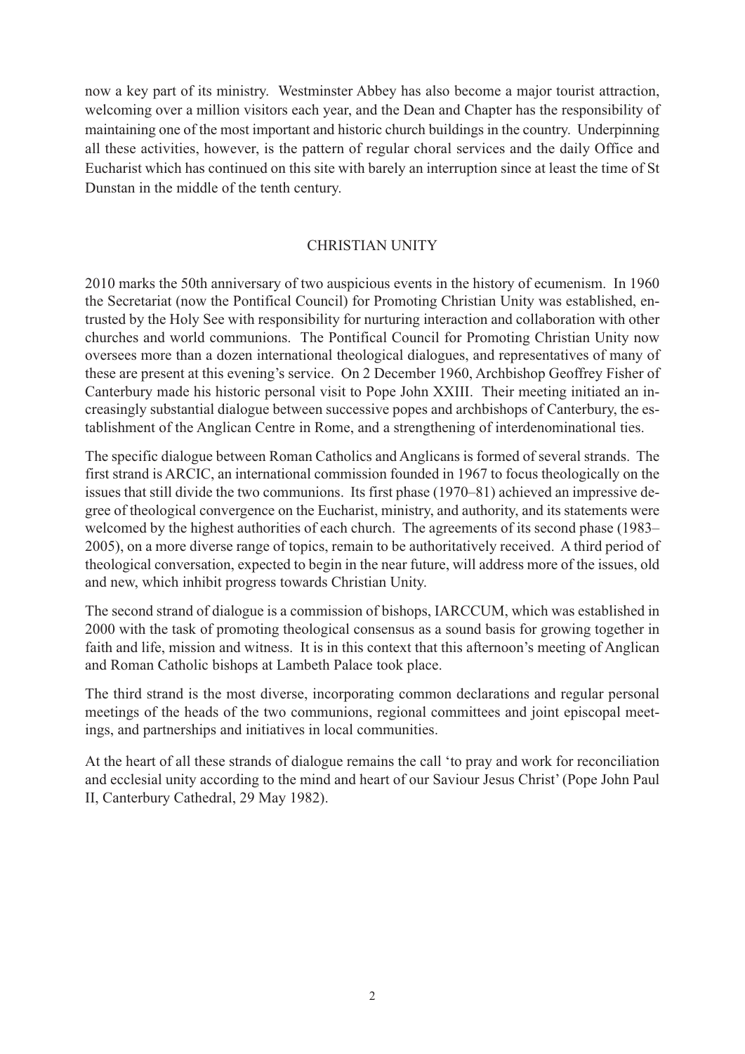now a key part of its ministry. Westminster Abbey has also become a major tourist attraction, welcoming over a million visitors each year, and the Dean and Chapter has the responsibility of maintaining one of the most important and historic church buildings in the country. Underpinning all these activities, however, is the pattern of regular choral services and the daily Office and Eucharist which has continued on this site with barely an interruption since at least the time of St Dunstan in the middle of the tenth century.

## CHRISTIAN UNITY

2010 marks the 50th anniversary of two auspicious events in the history of ecumenism. In 1960 the Secretariat (now the Pontifical Council) for Promoting Christian Unity was established, entrusted by the Holy See with responsibility for nurturing interaction and collaboration with other churches and world communions. The Pontifical Council for Promoting Christian Unity now oversees more than a dozen international theological dialogues, and representatives of many of these are present at this evening's service. On 2 December 1960, Archbishop Geoffrey Fisher of Canterbury made his historic personal visit to Pope John XXIII. Their meeting initiated an increasingly substantial dialogue between successive popes and archbishops of Canterbury, the establishment of the Anglican Centre in Rome, and a strengthening of interdenominational ties.

The specific dialogue between Roman Catholics and Anglicans is formed of several strands. The first strand is ARCIC, an international commission founded in 1967 to focus theologically on the issues that still divide the two communions. Its first phase (1970–81) achieved an impressive degree of theological convergence on the Eucharist, ministry, and authority, and its statements were welcomed by the highest authorities of each church. The agreements of its second phase (1983–2005), on a more diverse range of topics, remain to be authoritatively received. A third period of theological conversation, expected to begin in the near future, will address more of the issues, old and new, which inhibit progress towards Christian Unity.

The second strand of dialogue is a commission of bishops, IARCCUM, which was established in 2000 with the task of promoting theological consensus as a sound basis for growing together in faith and life, mission and witness. It is in this context that this afternoon's meeting of Anglican and Roman Catholic bishops at Lambeth Palace took place.

The third strand is the most diverse, incorporating common declarations and regular personal meetings of the heads of the two communions, regional committees and joint episcopal meetings, and partnerships and initiatives in local communities.

At the heart of all these strands of dialogue remains the call 'to pray and work for reconciliation and ecclesial unity according to the mind and heart of our Saviour Jesus Christ' (Pope John Paul II, Canterbury Cathedral, 29 May 1982).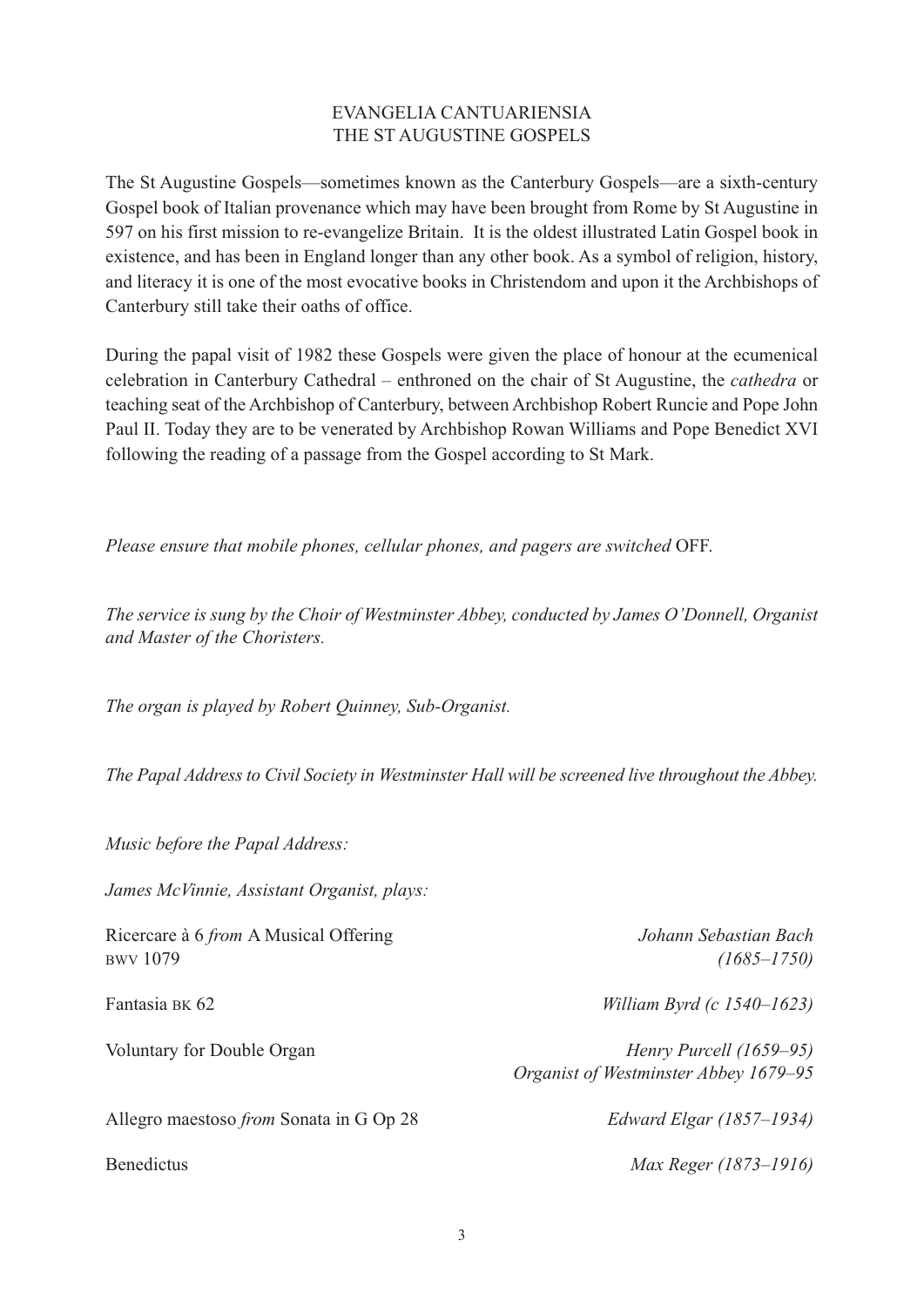# EVANGELIA CANTUARIENSIA
## THE ST AUGUSTINE GOSPELS

The St Augustine Gospels—sometimes known as the Canterbury Gospels—are a sixth-century Gospel book of Italian provenance which may have been brought from Rome by St Augustine in 597 on his first mission to re-evangelize Britain. It is the oldest illustrated Latin Gospel book in existence, and has been in England longer than any other book. As a symbol of religion, history, and literacy it is one of the most evocative books in Christendom and upon it the Archbishops of Canterbury still take their oaths of office.

During the papal visit of 1982 these Gospels were given the place of honour at the ecumenical celebration in Canterbury Cathedral – enthroned on the chair of St Augustine, the *cathedra* or teaching seat of the Archbishop of Canterbury, between Archbishop Robert Runcie and Pope John Paul II. Today they are to be venerated by Archbishop Rowan Williams and Pope Benedict XVI following the reading of a passage from the Gospel according to St Mark.

*Please ensure that mobile phones, cellular phones, and pagers are switched* OFF.

*The service is sung by the Choir of Westminster Abbey, conducted by James O'Donnell, Organist and Master of the Choristers.*

*The organ is played by Robert Quinney, Sub-Organist.*

*The Papal Address to Civil Society in Westminster Hall will be screened live throughout the Abbey.*

*Music before the Papal Address:*

*James McVinnie, Assistant Organist, plays:*

Ricercare à 6 *from* A Musical Offering BWV 1079 — *Johann Sebastian Bach (1685–1750)*

Fantasia BK 62 — *William Byrd (c 1540–1623)*

Voluntary for Double Organ — *Henry Purcell (1659–95) Organist of Westminster Abbey 1679–95*

Allegro maestoso *from* Sonata in G Op 28 — *Edward Elgar (1857–1934)*

Benedictus — *Max Reger (1873–1916)*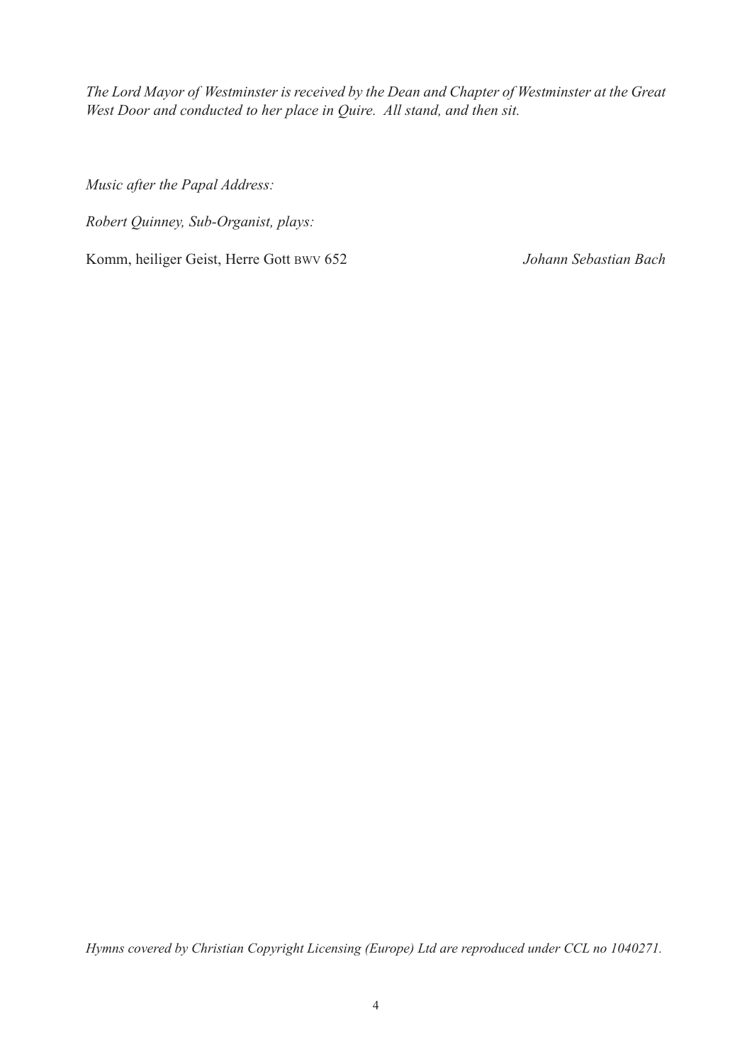*The Lord Mayor of Westminster is received by the Dean and Chapter of Westminster at the Great West Door and conducted to her place in Quire. All stand, and then sit.*

*Music after the Papal Address:*

*Robert Quinney, Sub-Organist, plays:*

Komm, heiliger Geist, Herre Gott BWV 652 *Johann Sebastian Bach*

*Hymns covered by Christian Copyright Licensing (Europe) Ltd are reproduced under CCL no 1040271.*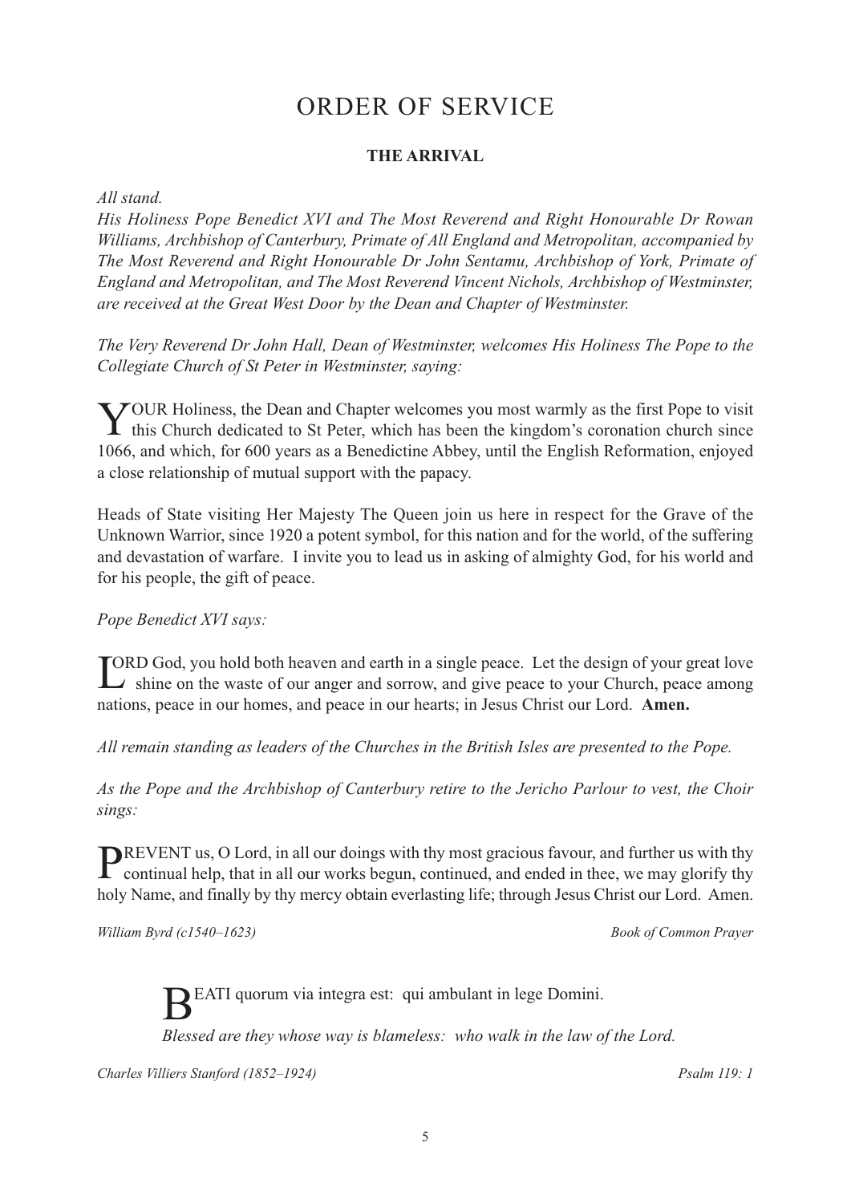# ORDER OF SERVICE

## THE ARRIVAL

*All stand.*

*His Holiness Pope Benedict XVI and The Most Reverend and Right Honourable Dr Rowan Williams, Archbishop of Canterbury, Primate of All England and Metropolitan, accompanied by The Most Reverend and Right Honourable Dr John Sentamu, Archbishop of York, Primate of England and Metropolitan, and The Most Reverend Vincent Nichols, Archbishop of Westminster, are received at the Great West Door by the Dean and Chapter of Westminster.*

*The Very Reverend Dr John Hall, Dean of Westminster, welcomes His Holiness The Pope to the Collegiate Church of St Peter in Westminster, saying:*

YOUR Holiness, the Dean and Chapter welcomes you most warmly as the first Pope to visit this Church dedicated to St Peter, which has been the kingdom's coronation church since 1066, and which, for 600 years as a Benedictine Abbey, until the English Reformation, enjoyed a close relationship of mutual support with the papacy.

Heads of State visiting Her Majesty The Queen join us here in respect for the Grave of the Unknown Warrior, since 1920 a potent symbol, for this nation and for the world, of the suffering and devastation of warfare. I invite you to lead us in asking of almighty God, for his world and for his people, the gift of peace.

*Pope Benedict XVI says:*

LORD God, you hold both heaven and earth in a single peace. Let the design of your great love shine on the waste of our anger and sorrow, and give peace to your Church, peace among nations, peace in our homes, and peace in our hearts; in Jesus Christ our Lord. **Amen.**

*All remain standing as leaders of the Churches in the British Isles are presented to the Pope.*

*As the Pope and the Archbishop of Canterbury retire to the Jericho Parlour to vest, the Choir sings:*

PREVENT us, O Lord, in all our doings with thy most gracious favour, and further us with thy continual help, that in all our works begun, continued, and ended in thee, we may glorify thy holy Name, and finally by thy mercy obtain everlasting life; through Jesus Christ our Lord. Amen.

*William Byrd (c1540–1623)* — *Book of Common Prayer*

BEATI quorum via integra est: qui ambulant in lege Domini.

*Blessed are they whose way is blameless: who walk in the law of the Lord.*

*Charles Villiers Stanford (1852–1924)* — *Psalm 119: 1*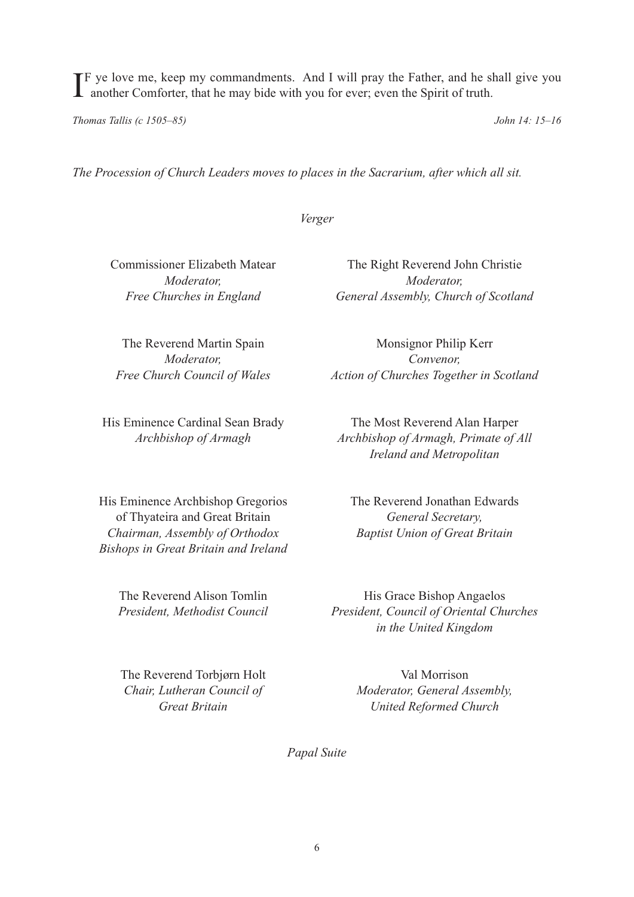IF ye love me, keep my commandments. And I will pray the Father, and he shall give you another Comforter, that he may bide with you for ever; even the Spirit of truth.

*Thomas Tallis (c 1505–85)* *John 14: 15–16*

*The Procession of Church Leaders moves to places in the Sacrarium, after which all sit.*

*Verger*

Commissioner Elizabeth Matear
*Moderator,*
*Free Churches in England*

The Right Reverend John Christie
*Moderator,*
*General Assembly, Church of Scotland*

The Reverend Martin Spain
*Moderator,*
*Free Church Council of Wales*

Monsignor Philip Kerr
*Convenor,*
*Action of Churches Together in Scotland*

His Eminence Cardinal Sean Brady
*Archbishop of Armagh*

The Most Reverend Alan Harper
*Archbishop of Armagh, Primate of All Ireland and Metropolitan*

His Eminence Archbishop Gregorios of Thyateira and Great Britain
*Chairman, Assembly of Orthodox Bishops in Great Britain and Ireland*

The Reverend Jonathan Edwards
*General Secretary,*
*Baptist Union of Great Britain*

The Reverend Alison Tomlin
*President, Methodist Council*

His Grace Bishop Angaelos
*President, Council of Oriental Churches in the United Kingdom*

The Reverend Torbjørn Holt
*Chair, Lutheran Council of Great Britain*

Val Morrison
*Moderator, General Assembly, United Reformed Church*

*Papal Suite*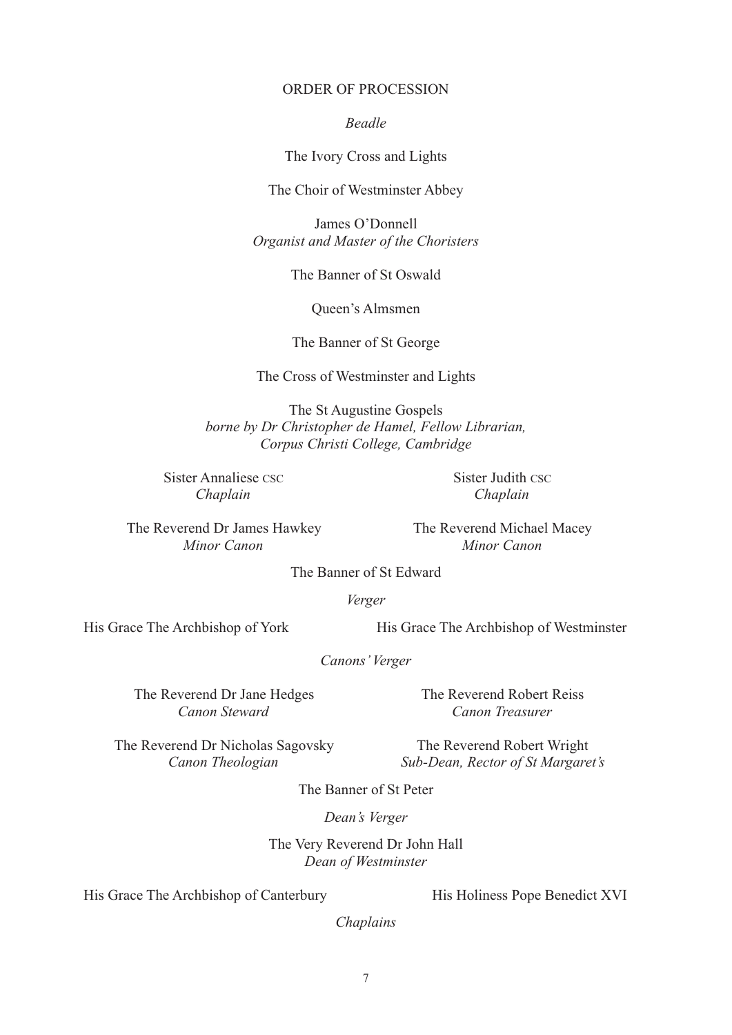## ORDER OF PROCESSION

*Beadle*

The Ivory Cross and Lights

The Choir of Westminster Abbey

James O'Donnell
*Organist and Master of the Choristers*

The Banner of St Oswald

Queen's Almsmen

The Banner of St George

The Cross of Westminster and Lights

The St Augustine Gospels
*borne by Dr Christopher de Hamel, Fellow Librarian, Corpus Christi College, Cambridge*

Sister Annaliese CSC
*Chaplain*

Sister Judith CSC
*Chaplain*

The Reverend Dr James Hawkey
*Minor Canon*

The Reverend Michael Macey
*Minor Canon*

The Banner of St Edward

*Verger*

His Grace The Archbishop of York

His Grace The Archbishop of Westminster

*Canons' Verger*

The Reverend Dr Jane Hedges
*Canon Steward*

The Reverend Robert Reiss
*Canon Treasurer*

The Reverend Dr Nicholas Sagovsky
*Canon Theologian*

The Reverend Robert Wright
*Sub-Dean, Rector of St Margaret's*

The Banner of St Peter

*Dean's Verger*

The Very Reverend Dr John Hall
*Dean of Westminster*

His Grace The Archbishop of Canterbury

His Holiness Pope Benedict XVI

*Chaplains*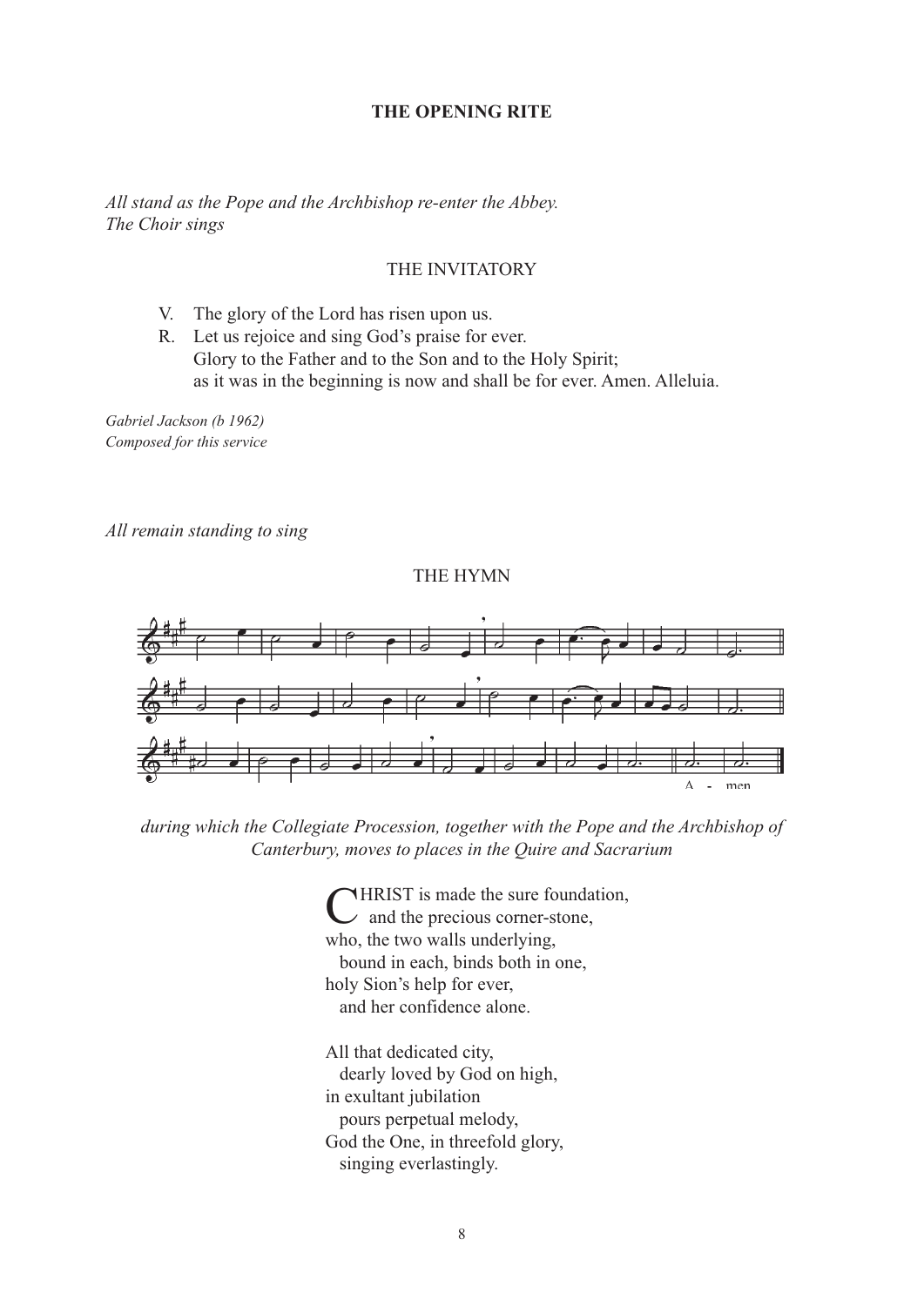**THE OPENING RITE**

*All stand as the Pope and the Archbishop re-enter the Abbey.*
*The Choir sings*

THE INVITATORY

V. The glory of the Lord has risen upon us.
R. Let us rejoice and sing God's praise for ever.
Glory to the Father and to the Son and to the Holy Spirit;
as it was in the beginning is now and shall be for ever. Amen. Alleluia.

*Gabriel Jackson (b 1962)*
*Composed for this service*

*All remain standing to sing*

THE HYMN

A - men

*during which the Collegiate Procession, together with the Pope and the Archbishop of Canterbury, moves to places in the Quire and Sacrarium*

CHRIST is made the sure foundation,
and the precious corner-stone,
who, the two walls underlying,
bound in each, binds both in one,
holy Sion's help for ever,
and her confidence alone.

All that dedicated city,
dearly loved by God on high,
in exultant jubilation
pours perpetual melody,
God the One, in threefold glory,
singing everlastingly.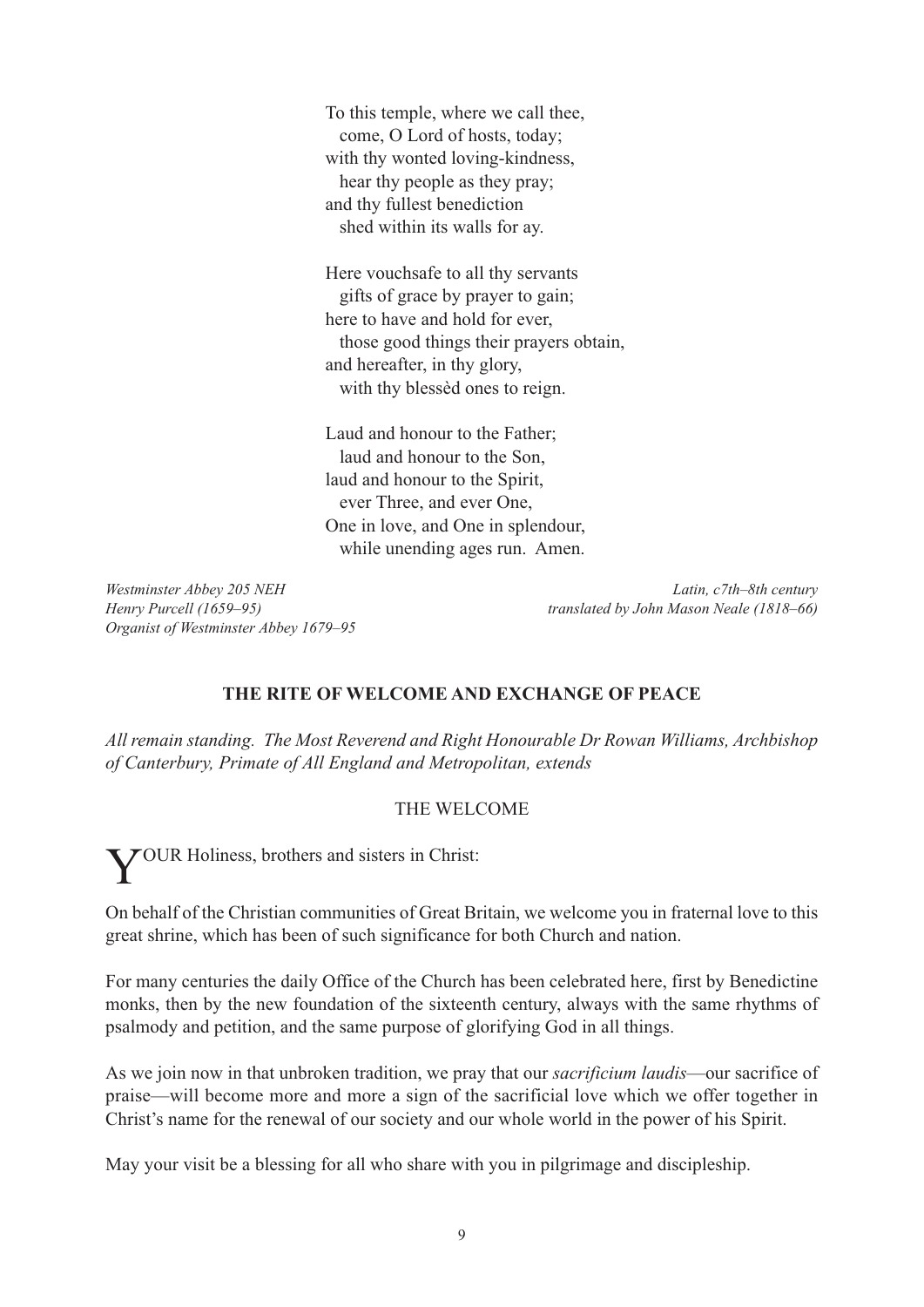To this temple, where we call thee,  
  come, O Lord of hosts, today;  
with thy wonted loving-kindness,  
  hear thy people as they pray;  
and thy fullest benediction  
  shed within its walls for ay.

Here vouchsafe to all thy servants  
  gifts of grace by prayer to gain;  
here to have and hold for ever,  
  those good things their prayers obtain,  
and hereafter, in thy glory,  
  with thy blessèd ones to reign.

Laud and honour to the Father;  
  laud and honour to the Son,  
laud and honour to the Spirit,  
  ever Three, and ever One,  
One in love, and One in splendour,  
  while unending ages run. Amen.

*Westminster Abbey 205 NEH*  
*Henry Purcell (1659–95)*  
*Organist of Westminster Abbey 1679–95*

*Latin, c7th–8th century*  
*translated by John Mason Neale (1818–66)*

## THE RITE OF WELCOME AND EXCHANGE OF PEACE

*All remain standing. The Most Reverend and Right Honourable Dr Rowan Williams, Archbishop of Canterbury, Primate of All England and Metropolitan, extends*

### THE WELCOME

YOUR Holiness, brothers and sisters in Christ:

On behalf of the Christian communities of Great Britain, we welcome you in fraternal love to this great shrine, which has been of such significance for both Church and nation.

For many centuries the daily Office of the Church has been celebrated here, first by Benedictine monks, then by the new foundation of the sixteenth century, always with the same rhythms of psalmody and petition, and the same purpose of glorifying God in all things.

As we join now in that unbroken tradition, we pray that our *sacrificium laudis*—our sacrifice of praise—will become more and more a sign of the sacrificial love which we offer together in Christ's name for the renewal of our society and our whole world in the power of his Spirit.

May your visit be a blessing for all who share with you in pilgrimage and discipleship.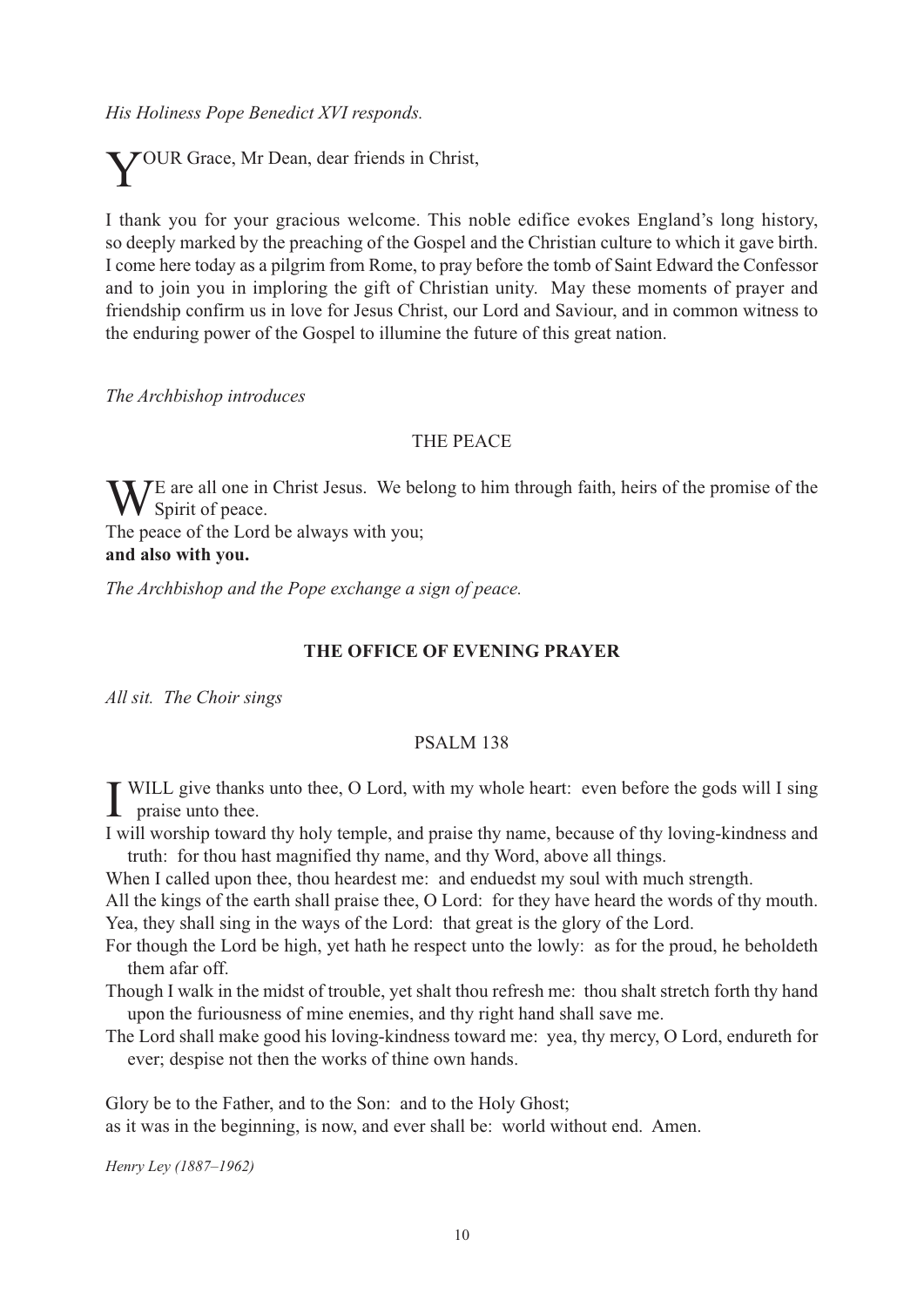*His Holiness Pope Benedict XVI responds.*

YOUR Grace, Mr Dean, dear friends in Christ,

I thank you for your gracious welcome. This noble edifice evokes England's long history, so deeply marked by the preaching of the Gospel and the Christian culture to which it gave birth. I come here today as a pilgrim from Rome, to pray before the tomb of Saint Edward the Confessor and to join you in imploring the gift of Christian unity. May these moments of prayer and friendship confirm us in love for Jesus Christ, our Lord and Saviour, and in common witness to the enduring power of the Gospel to illumine the future of this great nation.

*The Archbishop introduces*

## THE PEACE

WE are all one in Christ Jesus. We belong to him through faith, heirs of the promise of the Spirit of peace.
The peace of the Lord be always with you;
**and also with you.**

*The Archbishop and the Pope exchange a sign of peace.*

## THE OFFICE OF EVENING PRAYER

*All sit. The Choir sings*

## PSALM 138

I WILL give thanks unto thee, O Lord, with my whole heart: even before the gods will I sing praise unto thee.
I will worship toward thy holy temple, and praise thy name, because of thy loving-kindness and truth: for thou hast magnified thy name, and thy Word, above all things.
When I called upon thee, thou heardest me: and enduedst my soul with much strength.
All the kings of the earth shall praise thee, O Lord: for they have heard the words of thy mouth.
Yea, they shall sing in the ways of the Lord: that great is the glory of the Lord.
For though the Lord be high, yet hath he respect unto the lowly: as for the proud, he beholdeth them afar off.
Though I walk in the midst of trouble, yet shalt thou refresh me: thou shalt stretch forth thy hand upon the furiousness of mine enemies, and thy right hand shall save me.
The Lord shall make good his loving-kindness toward me: yea, thy mercy, O Lord, endureth for ever; despise not then the works of thine own hands.

Glory be to the Father, and to the Son: and to the Holy Ghost;
as it was in the beginning, is now, and ever shall be: world without end. Amen.

*Henry Ley (1887–1962)*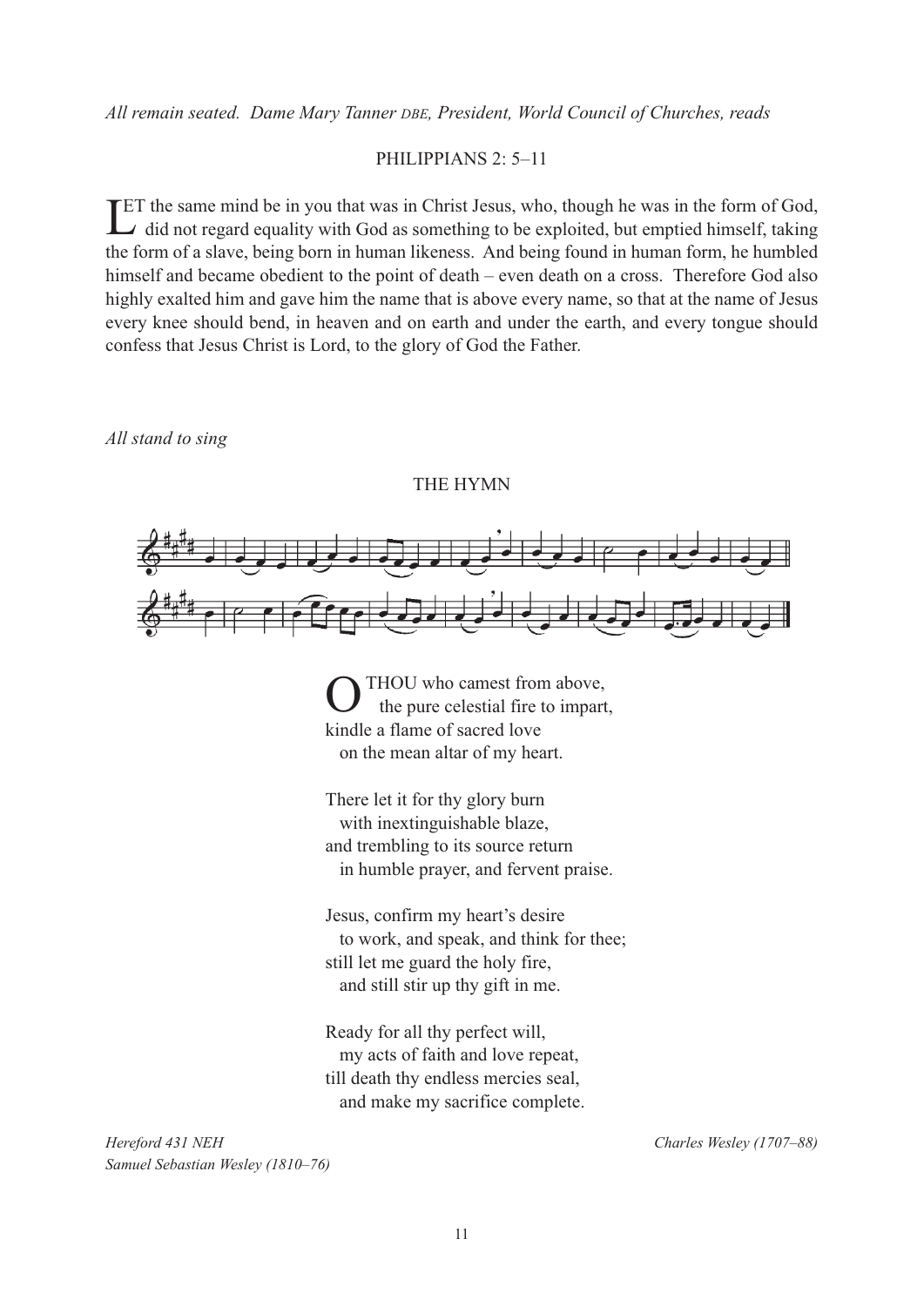*All remain seated. Dame Mary Tanner DBE, President, World Council of Churches, reads*

PHILIPPIANS 2: 5–11

LET the same mind be in you that was in Christ Jesus, who, though he was in the form of God, did not regard equality with God as something to be exploited, but emptied himself, taking the form of a slave, being born in human likeness. And being found in human form, he humbled himself and became obedient to the point of death – even death on a cross. Therefore God also highly exalted him and gave him the name that is above every name, so that at the name of Jesus every knee should bend, in heaven and on earth and under the earth, and every tongue should confess that Jesus Christ is Lord, to the glory of God the Father.

*All stand to sing*

THE HYMN

O THOU who camest from above,
 the pure celestial fire to impart,
kindle a flame of sacred love
 on the mean altar of my heart.

There let it for thy glory burn
 with inextinguishable blaze,
and trembling to its source return
 in humble prayer, and fervent praise.

Jesus, confirm my heart's desire
 to work, and speak, and think for thee;
still let me guard the holy fire,
 and still stir up thy gift in me.

Ready for all thy perfect will,
 my acts of faith and love repeat,
till death thy endless mercies seal,
 and make my sacrifice complete.

*Hereford 431 NEH*
*Samuel Sebastian Wesley (1810–76)*

*Charles Wesley (1707–88)*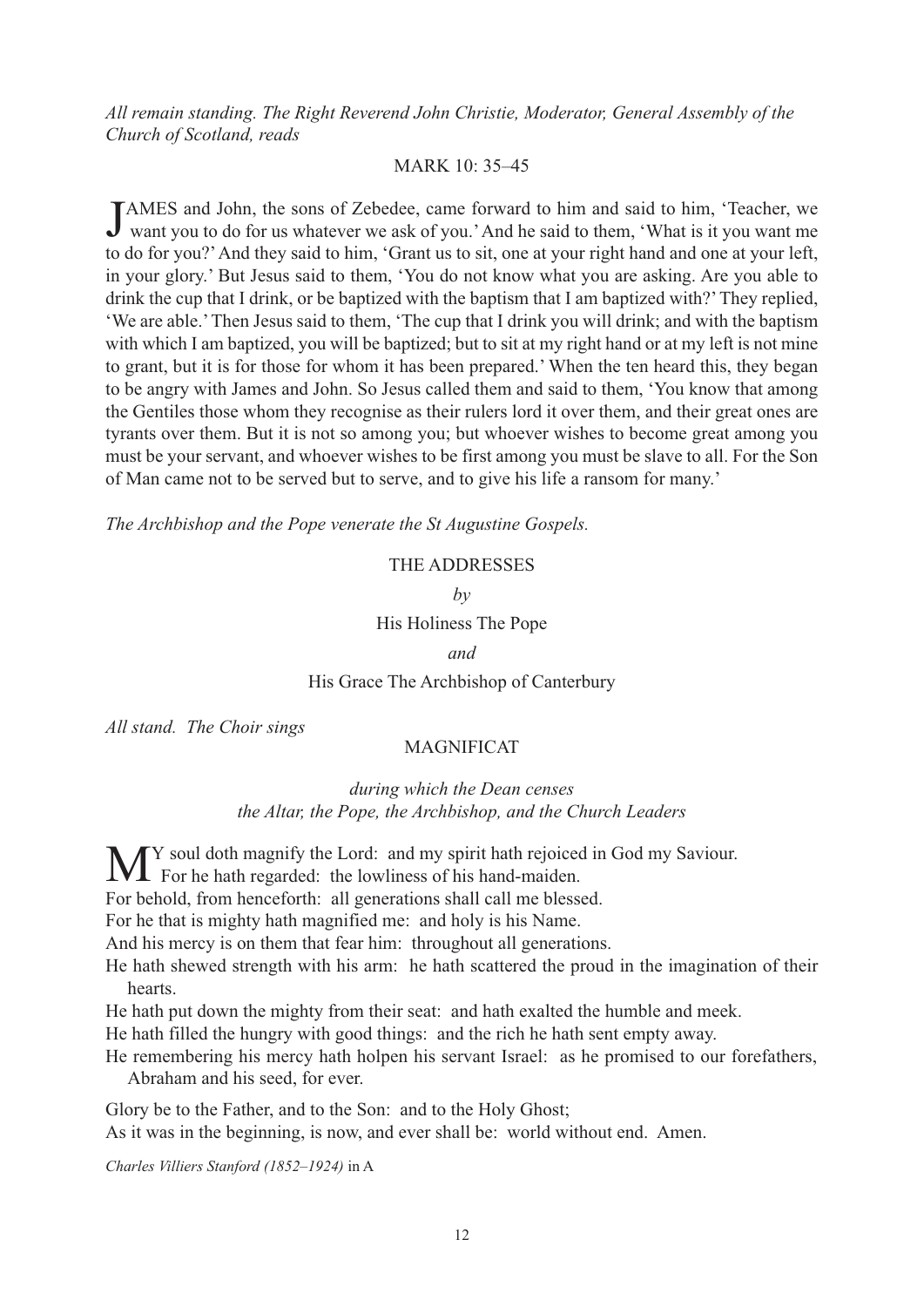*All remain standing. The Right Reverend John Christie, Moderator, General Assembly of the Church of Scotland, reads*

MARK 10: 35–45

JAMES and John, the sons of Zebedee, came forward to him and said to him, 'Teacher, we want you to do for us whatever we ask of you.' And he said to them, 'What is it you want me to do for you?' And they said to him, 'Grant us to sit, one at your right hand and one at your left, in your glory.' But Jesus said to them, 'You do not know what you are asking. Are you able to drink the cup that I drink, or be baptized with the baptism that I am baptized with?' They replied, 'We are able.' Then Jesus said to them, 'The cup that I drink you will drink; and with the baptism with which I am baptized, you will be baptized; but to sit at my right hand or at my left is not mine to grant, but it is for those for whom it has been prepared.' When the ten heard this, they began to be angry with James and John. So Jesus called them and said to them, 'You know that among the Gentiles those whom they recognise as their rulers lord it over them, and their great ones are tyrants over them. But it is not so among you; but whoever wishes to become great among you must be your servant, and whoever wishes to be first among you must be slave to all. For the Son of Man came not to be served but to serve, and to give his life a ransom for many.'

*The Archbishop and the Pope venerate the St Augustine Gospels.*

THE ADDRESSES

*by*

His Holiness The Pope

*and*

His Grace The Archbishop of Canterbury

*All stand. The Choir sings*

MAGNIFICAT

*during which the Dean censes*
*the Altar, the Pope, the Archbishop, and the Church Leaders*

MY soul doth magnify the Lord: and my spirit hath rejoiced in God my Saviour.
For he hath regarded: the lowliness of his hand-maiden.
For behold, from henceforth: all generations shall call me blessed.
For he that is mighty hath magnified me: and holy is his Name.
And his mercy is on them that fear him: throughout all generations.
He hath shewed strength with his arm: he hath scattered the proud in the imagination of their hearts.
He hath put down the mighty from their seat: and hath exalted the humble and meek.
He hath filled the hungry with good things: and the rich he hath sent empty away.
He remembering his mercy hath holpen his servant Israel: as he promised to our forefathers, Abraham and his seed, for ever.

Glory be to the Father, and to the Son: and to the Holy Ghost;
As it was in the beginning, is now, and ever shall be: world without end. Amen.

*Charles Villiers Stanford (1852–1924)* in A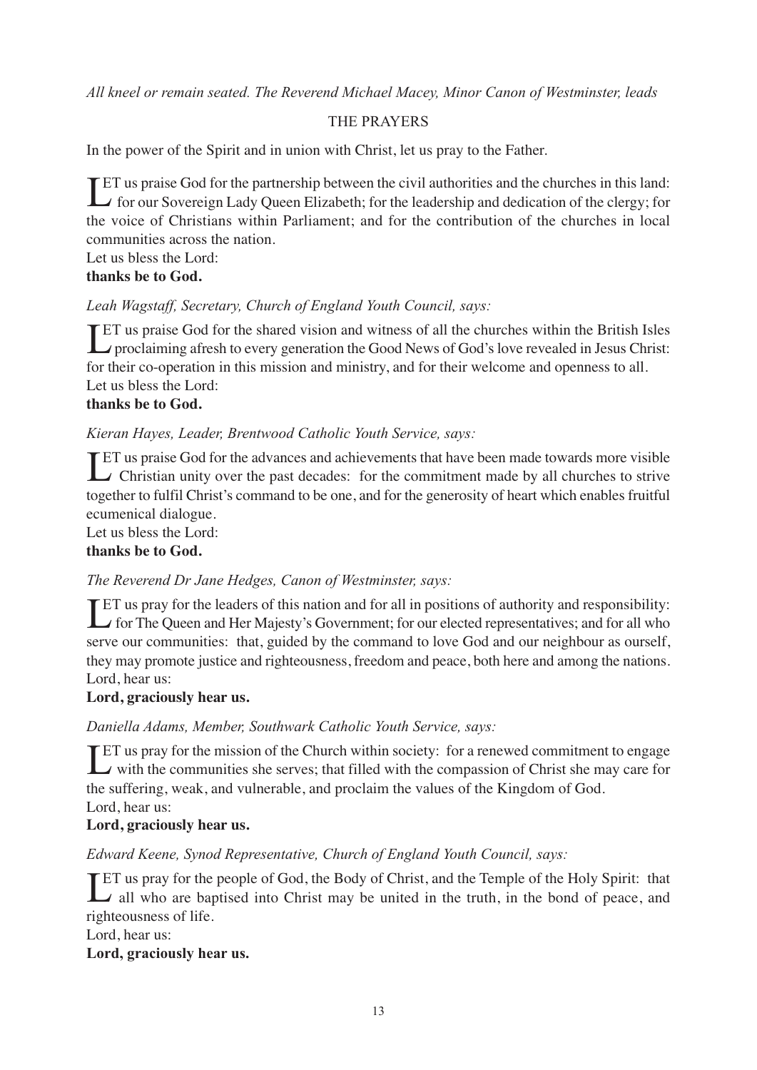*All kneel or remain seated. The Reverend Michael Macey, Minor Canon of Westminster, leads*

## THE PRAYERS

In the power of the Spirit and in union with Christ, let us pray to the Father.

LET us praise God for the partnership between the civil authorities and the churches in this land: for our Sovereign Lady Queen Elizabeth; for the leadership and dedication of the clergy; for the voice of Christians within Parliament; and for the contribution of the churches in local communities across the nation.
Let us bless the Lord:
**thanks be to God.**

*Leah Wagstaff, Secretary, Church of England Youth Council, says:*

LET us praise God for the shared vision and witness of all the churches within the British Isles proclaiming afresh to every generation the Good News of God's love revealed in Jesus Christ: for their co-operation in this mission and ministry, and for their welcome and openness to all.
Let us bless the Lord:
**thanks be to God.**

*Kieran Hayes, Leader, Brentwood Catholic Youth Service, says:*

LET us praise God for the advances and achievements that have been made towards more visible Christian unity over the past decades: for the commitment made by all churches to strive together to fulfil Christ's command to be one, and for the generosity of heart which enables fruitful ecumenical dialogue.
Let us bless the Lord:
**thanks be to God.**

*The Reverend Dr Jane Hedges, Canon of Westminster, says:*

LET us pray for the leaders of this nation and for all in positions of authority and responsibility: for The Queen and Her Majesty's Government; for our elected representatives; and for all who serve our communities: that, guided by the command to love God and our neighbour as ourself, they may promote justice and righteousness, freedom and peace, both here and among the nations.
Lord, hear us:
**Lord, graciously hear us.**

*Daniella Adams, Member, Southwark Catholic Youth Service, says:*

LET us pray for the mission of the Church within society: for a renewed commitment to engage with the communities she serves; that filled with the compassion of Christ she may care for the suffering, weak, and vulnerable, and proclaim the values of the Kingdom of God.
Lord, hear us:
**Lord, graciously hear us.**

*Edward Keene, Synod Representative, Church of England Youth Council, says:*

LET us pray for the people of God, the Body of Christ, and the Temple of the Holy Spirit: that all who are baptised into Christ may be united in the truth, in the bond of peace, and righteousness of life.
Lord, hear us:
**Lord, graciously hear us.**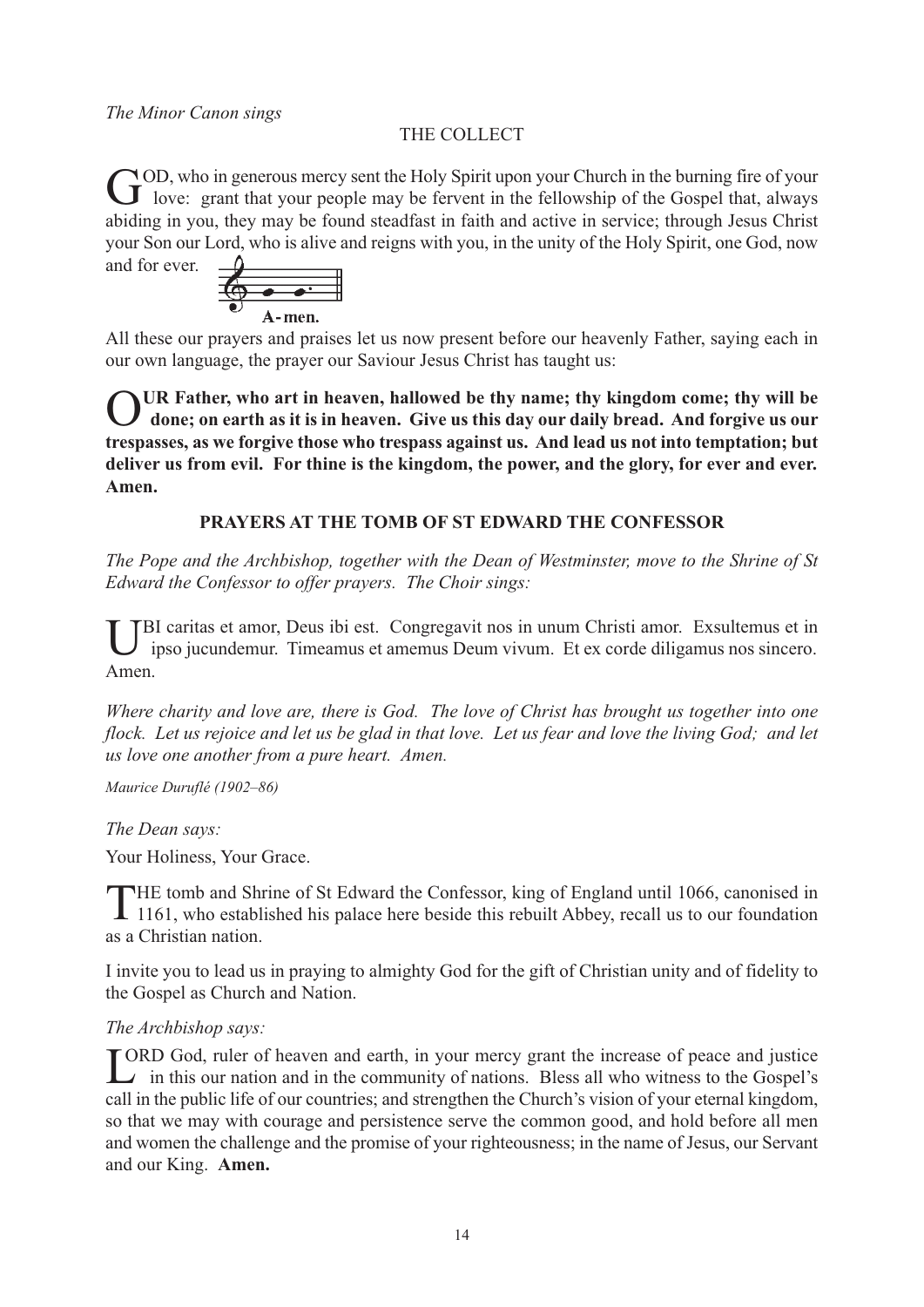*The Minor Canon sings*

THE COLLECT

GOD, who in generous mercy sent the Holy Spirit upon your Church in the burning fire of your love: grant that your people may be fervent in the fellowship of the Gospel that, always abiding in you, they may be found steadfast in faith and active in service; through Jesus Christ your Son our Lord, who is alive and reigns with you, in the unity of the Holy Spirit, one God, now and for ever.

A-men.

All these our prayers and praises let us now present before our heavenly Father, saying each in our own language, the prayer our Saviour Jesus Christ has taught us:

**OUR Father, who art in heaven, hallowed be thy name; thy kingdom come; thy will be done; on earth as it is in heaven. Give us this day our daily bread. And forgive us our trespasses, as we forgive those who trespass against us. And lead us not into temptation; but deliver us from evil. For thine is the kingdom, the power, and the glory, for ever and ever. Amen.**

## PRAYERS AT THE TOMB OF ST EDWARD THE CONFESSOR

*The Pope and the Archbishop, together with the Dean of Westminster, move to the Shrine of St Edward the Confessor to offer prayers. The Choir sings:*

UBI caritas et amor, Deus ibi est. Congregavit nos in unum Christi amor. Exsultemus et in ipso jucundemur. Timeamus et amemus Deum vivum. Et ex corde diligamus nos sincero. Amen.

*Where charity and love are, there is God. The love of Christ has brought us together into one flock. Let us rejoice and let us be glad in that love. Let us fear and love the living God; and let us love one another from a pure heart. Amen.*

*Maurice Duruflé (1902–86)*

*The Dean says:*

Your Holiness, Your Grace.

THE tomb and Shrine of St Edward the Confessor, king of England until 1066, canonised in 1161, who established his palace here beside this rebuilt Abbey, recall us to our foundation as a Christian nation.

I invite you to lead us in praying to almighty God for the gift of Christian unity and of fidelity to the Gospel as Church and Nation.

*The Archbishop says:*

LORD God, ruler of heaven and earth, in your mercy grant the increase of peace and justice in this our nation and in the community of nations. Bless all who witness to the Gospel's call in the public life of our countries; and strengthen the Church's vision of your eternal kingdom, so that we may with courage and persistence serve the common good, and hold before all men and women the challenge and the promise of your righteousness; in the name of Jesus, our Servant and our King. **Amen.**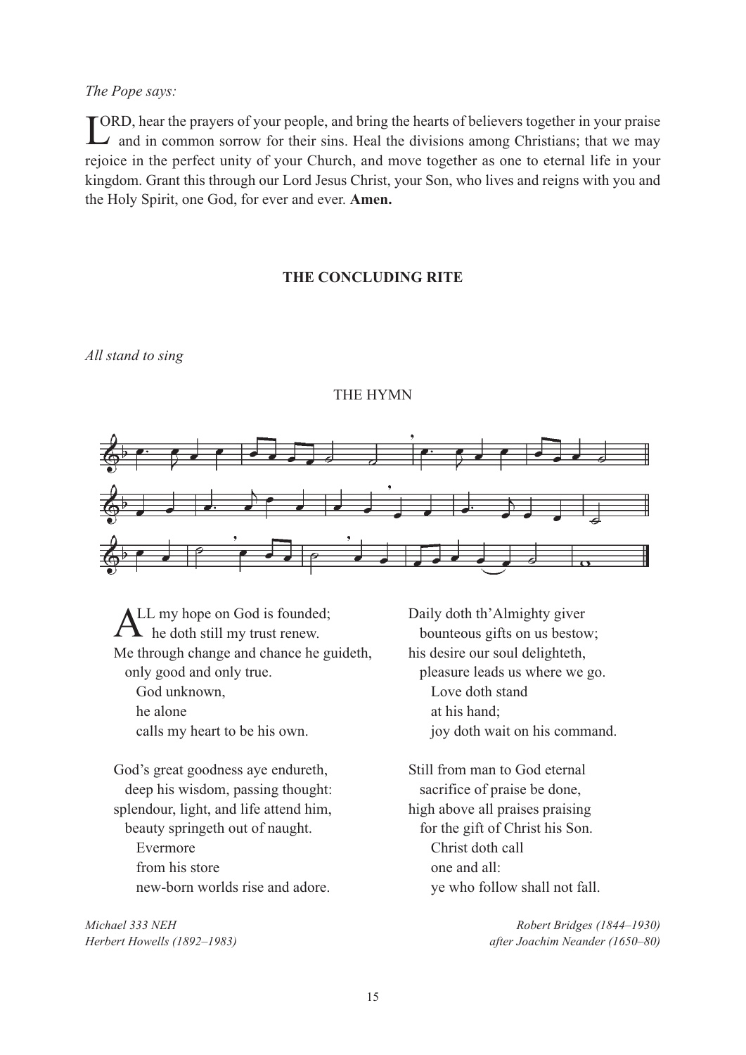*The Pope says:*

LORD, hear the prayers of your people, and bring the hearts of believers together in your praise and in common sorrow for their sins. Heal the divisions among Christians; that we may rejoice in the perfect unity of your Church, and move together as one to eternal life in your kingdom. Grant this through our Lord Jesus Christ, your Son, who lives and reigns with you and the Holy Spirit, one God, for ever and ever. **Amen.**

## THE CONCLUDING RITE

*All stand to sing*

### THE HYMN

ALL my hope on God is founded;
he doth still my trust renew.
Me through change and chance he guideth,
only good and only true.
God unknown,
he alone
calls my heart to be his own.

God's great goodness aye endureth,
deep his wisdom, passing thought:
splendour, light, and life attend him,
beauty springeth out of naught.
Evermore
from his store
new-born worlds rise and adore.

Daily doth th'Almighty giver
bounteous gifts on us bestow;
his desire our soul delighteth,
pleasure leads us where we go.
Love doth stand
at his hand;
joy doth wait on his command.

Still from man to God eternal
sacrifice of praise be done,
high above all praises praising
for the gift of Christ his Son.
Christ doth call
one and all:
ye who follow shall not fall.

*Michael 333 NEH*
*Herbert Howells (1892–1983)*

*Robert Bridges (1844–1930)*
*after Joachim Neander (1650–80)*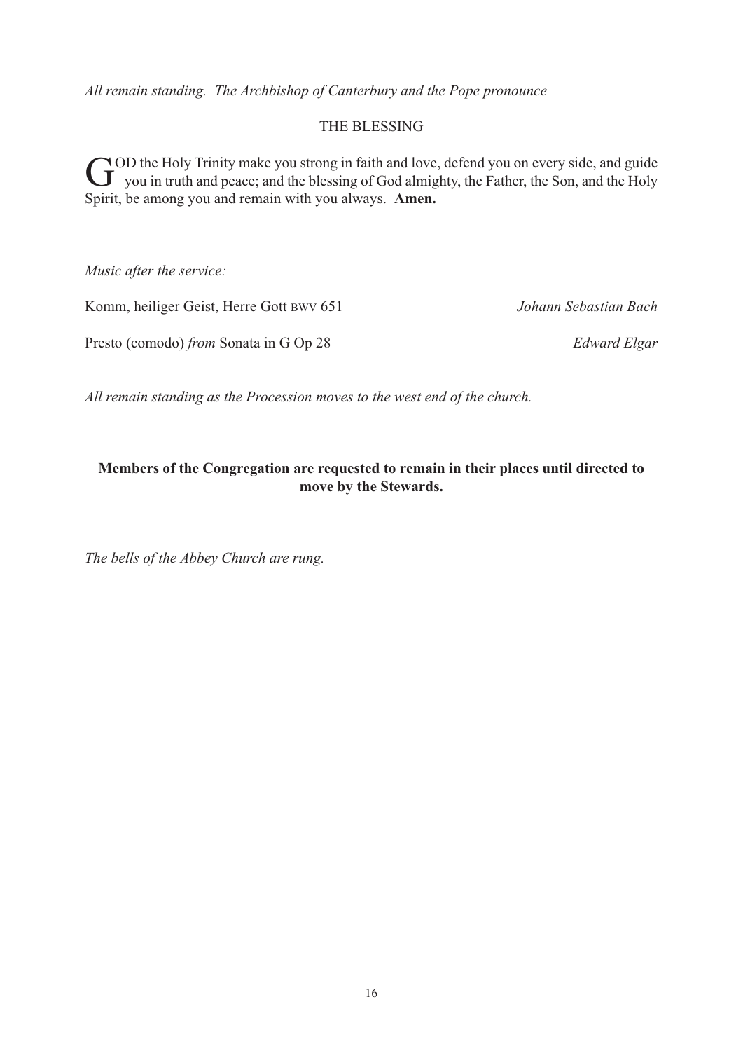*All remain standing. The Archbishop of Canterbury and the Pope pronounce*

## THE BLESSING

GOD the Holy Trinity make you strong in faith and love, defend you on every side, and guide you in truth and peace; and the blessing of God almighty, the Father, the Son, and the Holy Spirit, be among you and remain with you always. **Amen.**

*Music after the service:*

Komm, heiliger Geist, Herre Gott BWV 651 — *Johann Sebastian Bach*

Presto (comodo) *from* Sonata in G Op 28 — *Edward Elgar*

*All remain standing as the Procession moves to the west end of the church.*

**Members of the Congregation are requested to remain in their places until directed to move by the Stewards.**

*The bells of the Abbey Church are rung.*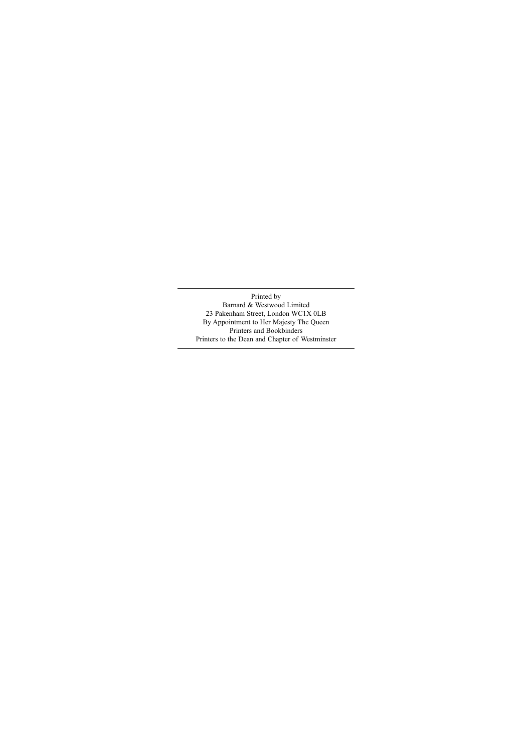---

Printed by
Barnard & Westwood Limited
23 Pakenham Street, London WC1X 0LB
By Appointment to Her Majesty The Queen
Printers and Bookbinders
Printers to the Dean and Chapter of Westminster

---